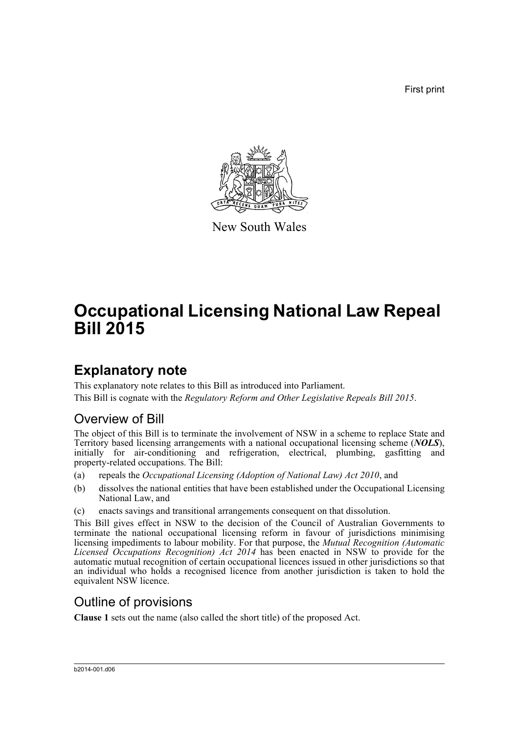First print

New South Wales

# Occupational Licensing National Law Repeal Bill 2015

## Explanatory note

This explanatory note relates to this Bill as introduced into Parliament.

This Bill is cognate with the *Regulatory Reform and Other Legislative Repeals Bill 2015*.

### Overview of Bill

The object of this Bill is to terminate the involvement of NSW in a scheme to replace State and Territory based licensing arrangements with a national occupational licensing scheme (***NOLS***), initially for air-conditioning and refrigeration, electrical, plumbing, gasfitting and property-related occupations. The Bill:

(a) repeals the *Occupational Licensing (Adoption of National Law) Act 2010*, and

(b) dissolves the national entities that have been established under the Occupational Licensing National Law, and

(c) enacts savings and transitional arrangements consequent on that dissolution.

This Bill gives effect in NSW to the decision of the Council of Australian Governments to terminate the national occupational licensing reform in favour of jurisdictions minimising licensing impediments to labour mobility. For that purpose, the *Mutual Recognition (Automatic Licensed Occupations Recognition) Act 2014* has been enacted in NSW to provide for the automatic mutual recognition of certain occupational licences issued in other jurisdictions so that an individual who holds a recognised licence from another jurisdiction is taken to hold the equivalent NSW licence.

### Outline of provisions

**Clause 1** sets out the name (also called the short title) of the proposed Act.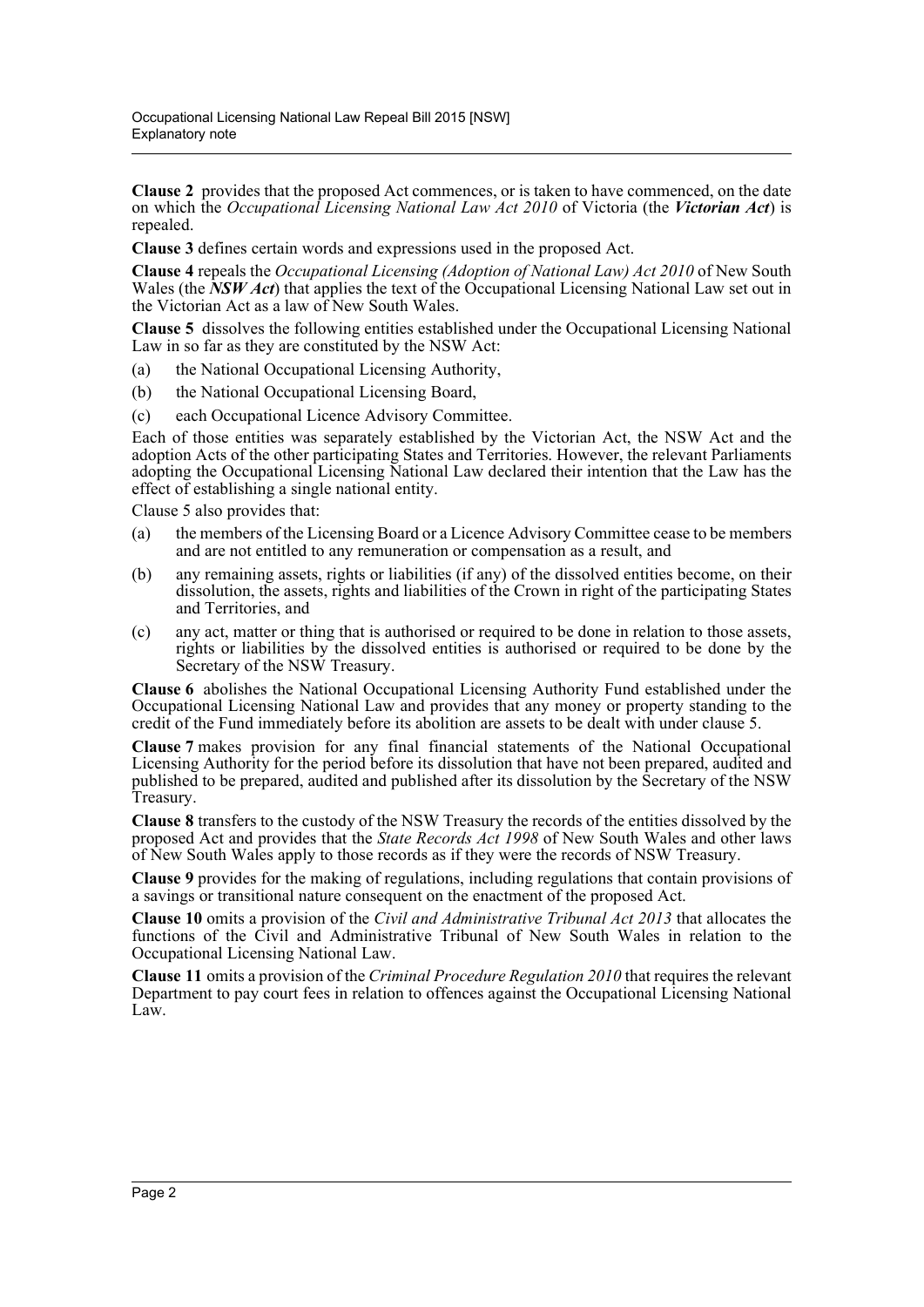**Clause 2** provides that the proposed Act commences, or is taken to have commenced, on the date on which the *Occupational Licensing National Law Act 2010* of Victoria (the ***Victorian Act***) is repealed.

**Clause 3** defines certain words and expressions used in the proposed Act.

**Clause 4** repeals the *Occupational Licensing (Adoption of National Law) Act 2010* of New South Wales (the ***NSW Act***) that applies the text of the Occupational Licensing National Law set out in the Victorian Act as a law of New South Wales.

**Clause 5** dissolves the following entities established under the Occupational Licensing National Law in so far as they are constituted by the NSW Act:

(a) the National Occupational Licensing Authority,

(b) the National Occupational Licensing Board,

(c) each Occupational Licence Advisory Committee.

Each of those entities was separately established by the Victorian Act, the NSW Act and the adoption Acts of the other participating States and Territories. However, the relevant Parliaments adopting the Occupational Licensing National Law declared their intention that the Law has the effect of establishing a single national entity.

Clause 5 also provides that:

(a) the members of the Licensing Board or a Licence Advisory Committee cease to be members and are not entitled to any remuneration or compensation as a result, and

(b) any remaining assets, rights or liabilities (if any) of the dissolved entities become, on their dissolution, the assets, rights and liabilities of the Crown in right of the participating States and Territories, and

(c) any act, matter or thing that is authorised or required to be done in relation to those assets, rights or liabilities by the dissolved entities is authorised or required to be done by the Secretary of the NSW Treasury.

**Clause 6** abolishes the National Occupational Licensing Authority Fund established under the Occupational Licensing National Law and provides that any money or property standing to the credit of the Fund immediately before its abolition are assets to be dealt with under clause 5.

**Clause 7** makes provision for any final financial statements of the National Occupational Licensing Authority for the period before its dissolution that have not been prepared, audited and published to be prepared, audited and published after its dissolution by the Secretary of the NSW Treasury.

**Clause 8** transfers to the custody of the NSW Treasury the records of the entities dissolved by the proposed Act and provides that the *State Records Act 1998* of New South Wales and other laws of New South Wales apply to those records as if they were the records of NSW Treasury.

**Clause 9** provides for the making of regulations, including regulations that contain provisions of a savings or transitional nature consequent on the enactment of the proposed Act.

**Clause 10** omits a provision of the *Civil and Administrative Tribunal Act 2013* that allocates the functions of the Civil and Administrative Tribunal of New South Wales in relation to the Occupational Licensing National Law.

**Clause 11** omits a provision of the *Criminal Procedure Regulation 2010* that requires the relevant Department to pay court fees in relation to offences against the Occupational Licensing National Law.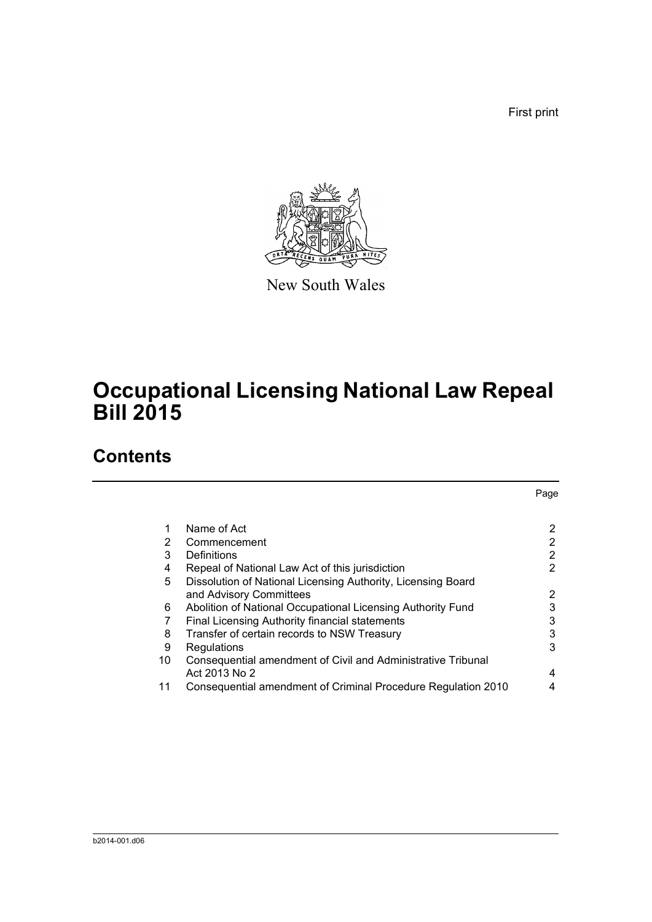First print

New South Wales

# Occupational Licensing National Law Repeal Bill 2015

## Contents

| | | Page |
|---|---|---|
| 1 | Name of Act | 2 |
| 2 | Commencement | 2 |
| 3 | Definitions | 2 |
| 4 | Repeal of National Law Act of this jurisdiction | 2 |
| 5 | Dissolution of National Licensing Authority, Licensing Board and Advisory Committees | 2 |
| 6 | Abolition of National Occupational Licensing Authority Fund | 3 |
| 7 | Final Licensing Authority financial statements | 3 |
| 8 | Transfer of certain records to NSW Treasury | 3 |
| 9 | Regulations | 3 |
| 10 | Consequential amendment of Civil and Administrative Tribunal Act 2013 No 2 | 4 |
| 11 | Consequential amendment of Criminal Procedure Regulation 2010 | 4 |

b2014-001.d06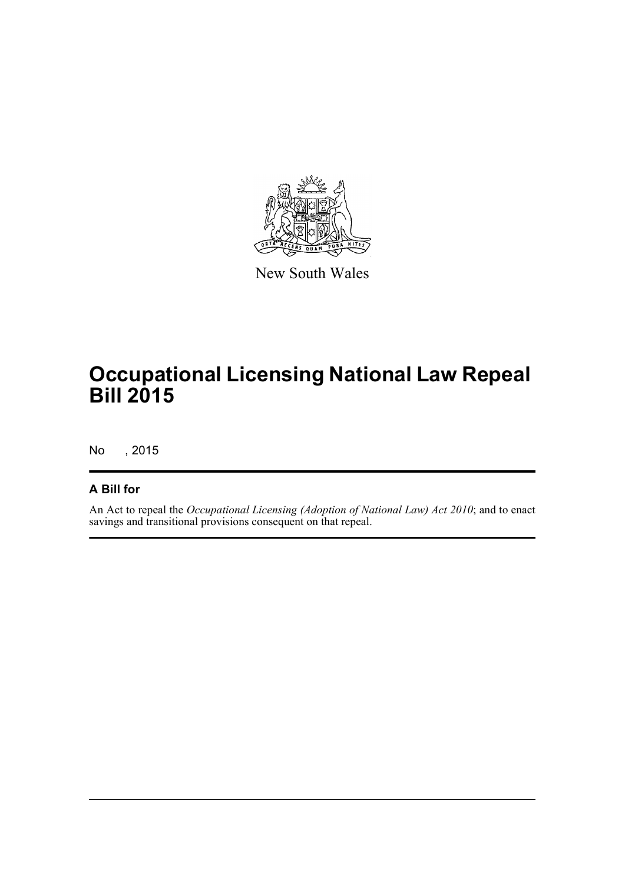New South Wales

# Occupational Licensing National Law Repeal Bill 2015

No , 2015

## A Bill for

An Act to repeal the *Occupational Licensing (Adoption of National Law) Act 2010*; and to enact savings and transitional provisions consequent on that repeal.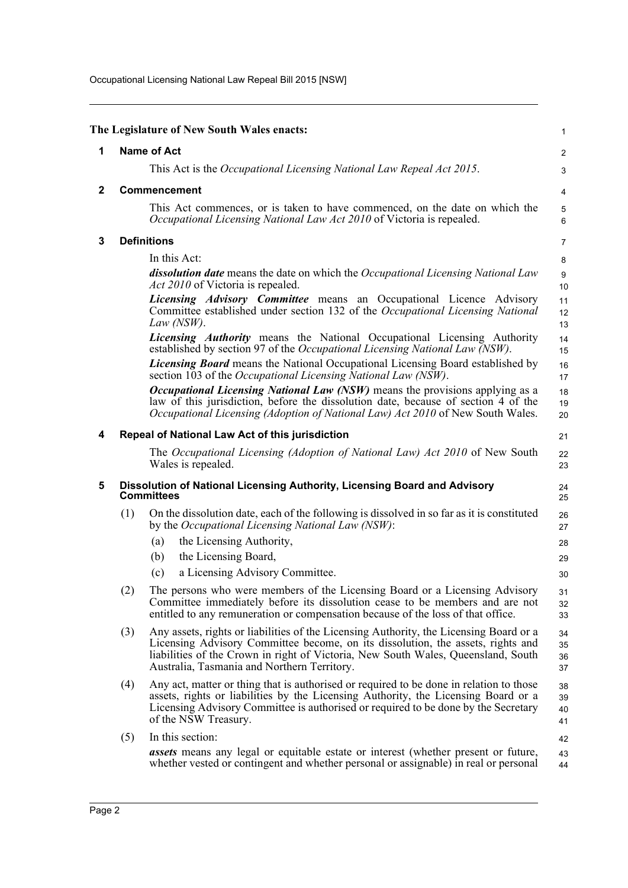**The Legislature of New South Wales enacts:**

## 1 Name of Act

This Act is the *Occupational Licensing National Law Repeal Act 2015*.

## 2 Commencement

This Act commences, or is taken to have commenced, on the date on which the *Occupational Licensing National Law Act 2010* of Victoria is repealed.

## 3 Definitions

In this Act:

***dissolution date*** means the date on which the *Occupational Licensing National Law Act 2010* of Victoria is repealed.

***Licensing Advisory Committee*** means an Occupational Licence Advisory Committee established under section 132 of the *Occupational Licensing National Law (NSW)*.

***Licensing Authority*** means the National Occupational Licensing Authority established by section 97 of the *Occupational Licensing National Law (NSW)*.

***Licensing Board*** means the National Occupational Licensing Board established by section 103 of the *Occupational Licensing National Law (NSW)*.

***Occupational Licensing National Law (NSW)*** means the provisions applying as a law of this jurisdiction, before the dissolution date, because of section 4 of the *Occupational Licensing (Adoption of National Law) Act 2010* of New South Wales.

## 4 Repeal of National Law Act of this jurisdiction

The *Occupational Licensing (Adoption of National Law) Act 2010* of New South Wales is repealed.

## 5 Dissolution of National Licensing Authority, Licensing Board and Advisory Committees

(1) On the dissolution date, each of the following is dissolved in so far as it is constituted by the *Occupational Licensing National Law (NSW)*:

- (a) the Licensing Authority,
- (b) the Licensing Board,
- (c) a Licensing Advisory Committee.

(2) The persons who were members of the Licensing Board or a Licensing Advisory Committee immediately before its dissolution cease to be members and are not entitled to any remuneration or compensation because of the loss of that office.

(3) Any assets, rights or liabilities of the Licensing Authority, the Licensing Board or a Licensing Advisory Committee become, on its dissolution, the assets, rights and liabilities of the Crown in right of Victoria, New South Wales, Queensland, South Australia, Tasmania and Northern Territory.

(4) Any act, matter or thing that is authorised or required to be done in relation to those assets, rights or liabilities by the Licensing Authority, the Licensing Board or a Licensing Advisory Committee is authorised or required to be done by the Secretary of the NSW Treasury.

(5) In this section:

***assets*** means any legal or equitable estate or interest (whether present or future, whether vested or contingent and whether personal or assignable) in real or personal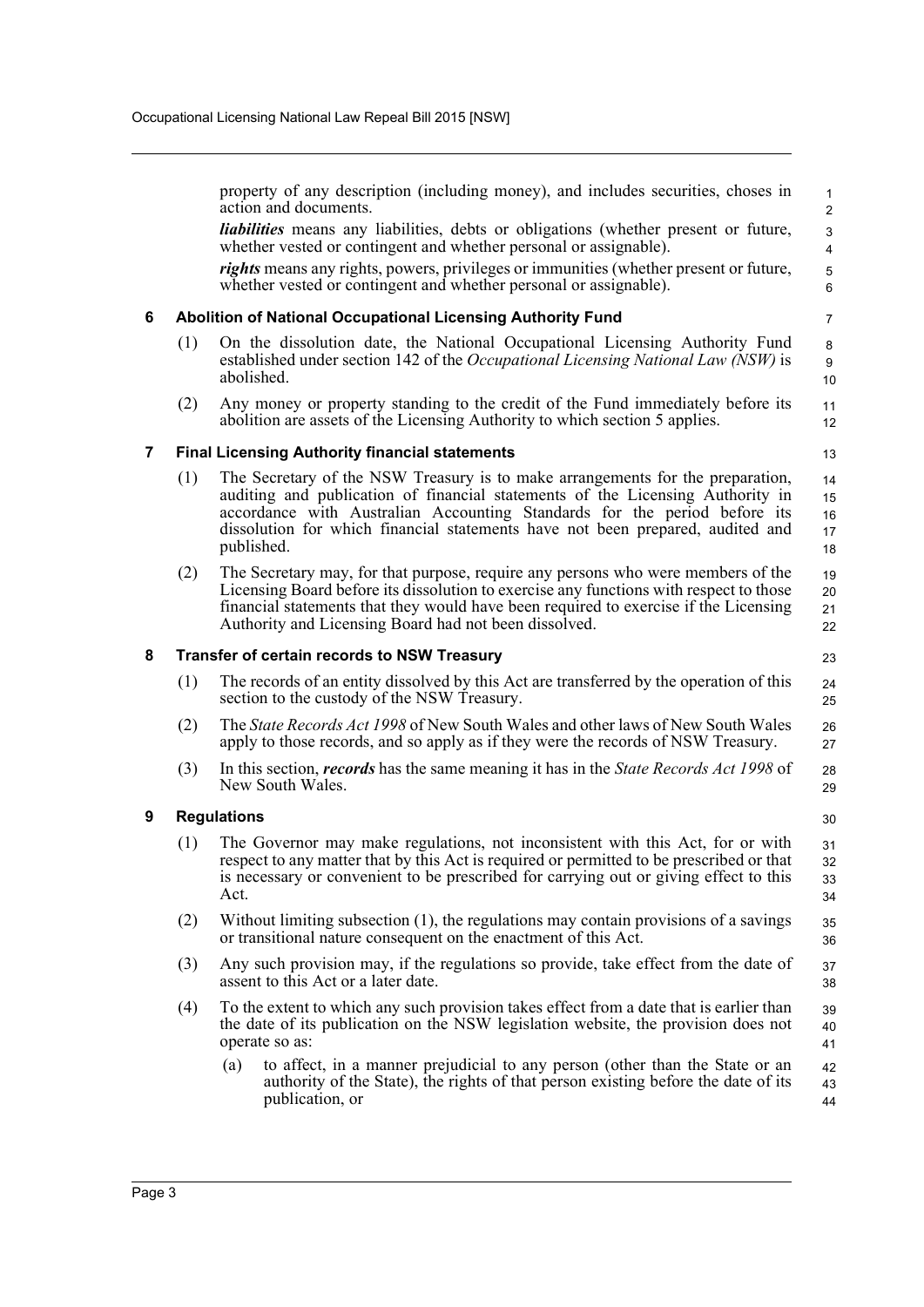property of any description (including money), and includes securities, choses in action and documents.

***liabilities*** means any liabilities, debts or obligations (whether present or future, whether vested or contingent and whether personal or assignable).

***rights*** means any rights, powers, privileges or immunities (whether present or future, whether vested or contingent and whether personal or assignable).

### 6 Abolition of National Occupational Licensing Authority Fund

(1) On the dissolution date, the National Occupational Licensing Authority Fund established under section 142 of the *Occupational Licensing National Law (NSW)* is abolished.

(2) Any money or property standing to the credit of the Fund immediately before its abolition are assets of the Licensing Authority to which section 5 applies.

### 7 Final Licensing Authority financial statements

(1) The Secretary of the NSW Treasury is to make arrangements for the preparation, auditing and publication of financial statements of the Licensing Authority in accordance with Australian Accounting Standards for the period before its dissolution for which financial statements have not been prepared, audited and published.

(2) The Secretary may, for that purpose, require any persons who were members of the Licensing Board before its dissolution to exercise any functions with respect to those financial statements that they would have been required to exercise if the Licensing Authority and Licensing Board had not been dissolved.

### 8 Transfer of certain records to NSW Treasury

(1) The records of an entity dissolved by this Act are transferred by the operation of this section to the custody of the NSW Treasury.

(2) The *State Records Act 1998* of New South Wales and other laws of New South Wales apply to those records, and so apply as if they were the records of NSW Treasury.

(3) In this section, ***records*** has the same meaning it has in the *State Records Act 1998* of New South Wales.

### 9 Regulations

(1) The Governor may make regulations, not inconsistent with this Act, for or with respect to any matter that by this Act is required or permitted to be prescribed or that is necessary or convenient to be prescribed for carrying out or giving effect to this Act.

(2) Without limiting subsection (1), the regulations may contain provisions of a savings or transitional nature consequent on the enactment of this Act.

(3) Any such provision may, if the regulations so provide, take effect from the date of assent to this Act or a later date.

(4) To the extent to which any such provision takes effect from a date that is earlier than the date of its publication on the NSW legislation website, the provision does not operate so as:

(a) to affect, in a manner prejudicial to any person (other than the State or an authority of the State), the rights of that person existing before the date of its publication, or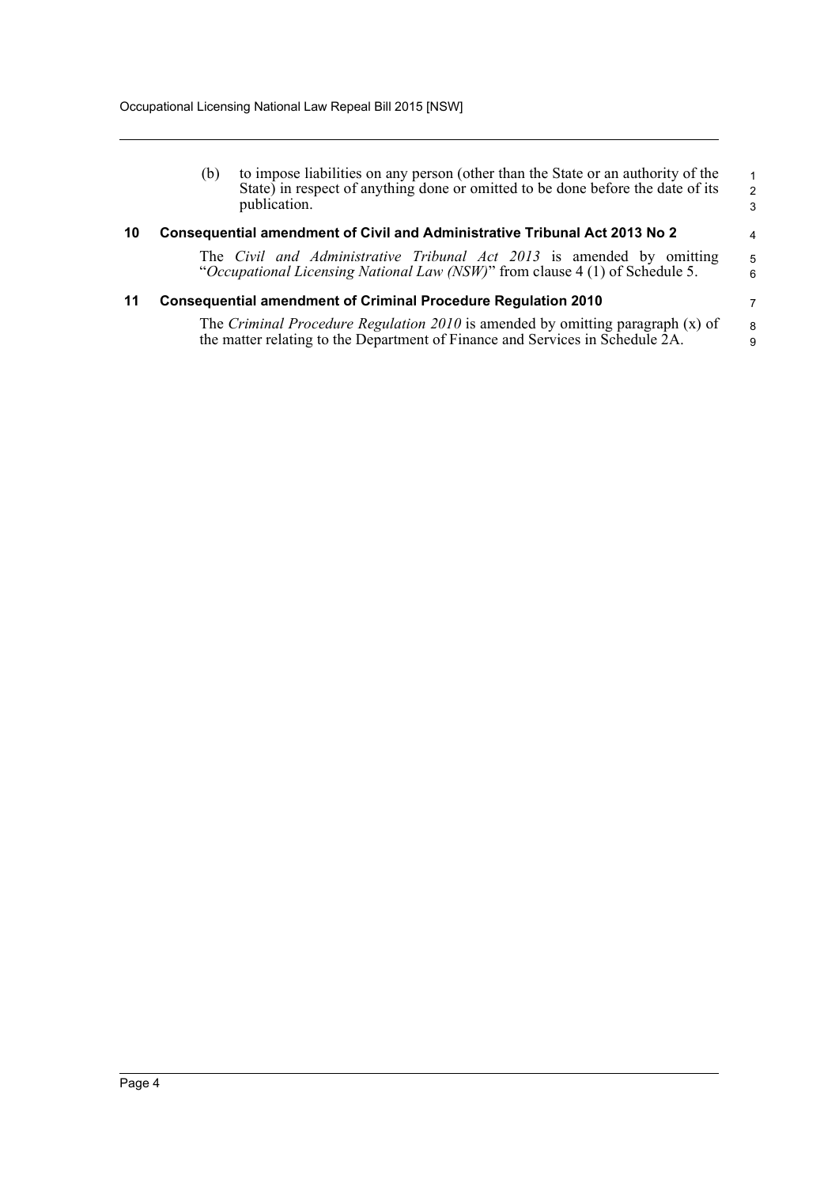(b) to impose liabilities on any person (other than the State or an authority of the State) in respect of anything done or omitted to be done before the date of its publication.

## 10 Consequential amendment of Civil and Administrative Tribunal Act 2013 No 2

The *Civil and Administrative Tribunal Act 2013* is amended by omitting "*Occupational Licensing National Law (NSW)*" from clause 4 (1) of Schedule 5.

## 11 Consequential amendment of Criminal Procedure Regulation 2010

The *Criminal Procedure Regulation 2010* is amended by omitting paragraph (x) of the matter relating to the Department of Finance and Services in Schedule 2A.